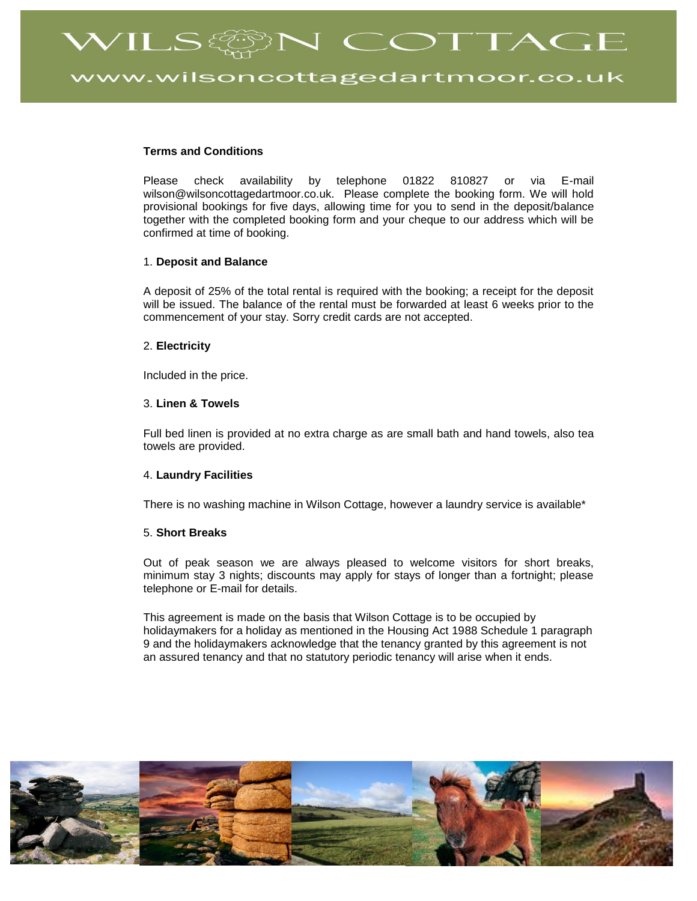# WILSON COTTAGE

www.wilsoncottagedartmoor.co.uk

**Terms and Conditions**

Please check availability by telephone 01822 810827 or via E-mail wilson@wilsoncottagedartmoor.co.uk. Please complete the booking form. We will hold provisional bookings for five days, allowing time for you to send in the deposit/balance together with the completed booking form and your cheque to our address which will be confirmed at time of booking.

1. **Deposit and Balance**

A deposit of 25% of the total rental is required with the booking; a receipt for the deposit will be issued. The balance of the rental must be forwarded at least 6 weeks prior to the commencement of your stay. Sorry credit cards are not accepted.

2. **Electricity**

Included in the price.

3. **Linen & Towels**

Full bed linen is provided at no extra charge as are small bath and hand towels, also tea towels are provided.

4. **Laundry Facilities**

There is no washing machine in Wilson Cottage, however a laundry service is available*

5. **Short Breaks**

Out of peak season we are always pleased to welcome visitors for short breaks, minimum stay 3 nights; discounts may apply for stays of longer than a fortnight; please telephone or E-mail for details.

This agreement is made on the basis that Wilson Cottage is to be occupied by holidaymakers for a holiday as mentioned in the Housing Act 1988 Schedule 1 paragraph 9 and the holidaymakers acknowledge that the tenancy granted by this agreement is not an assured tenancy and that no statutory periodic tenancy will arise when it ends.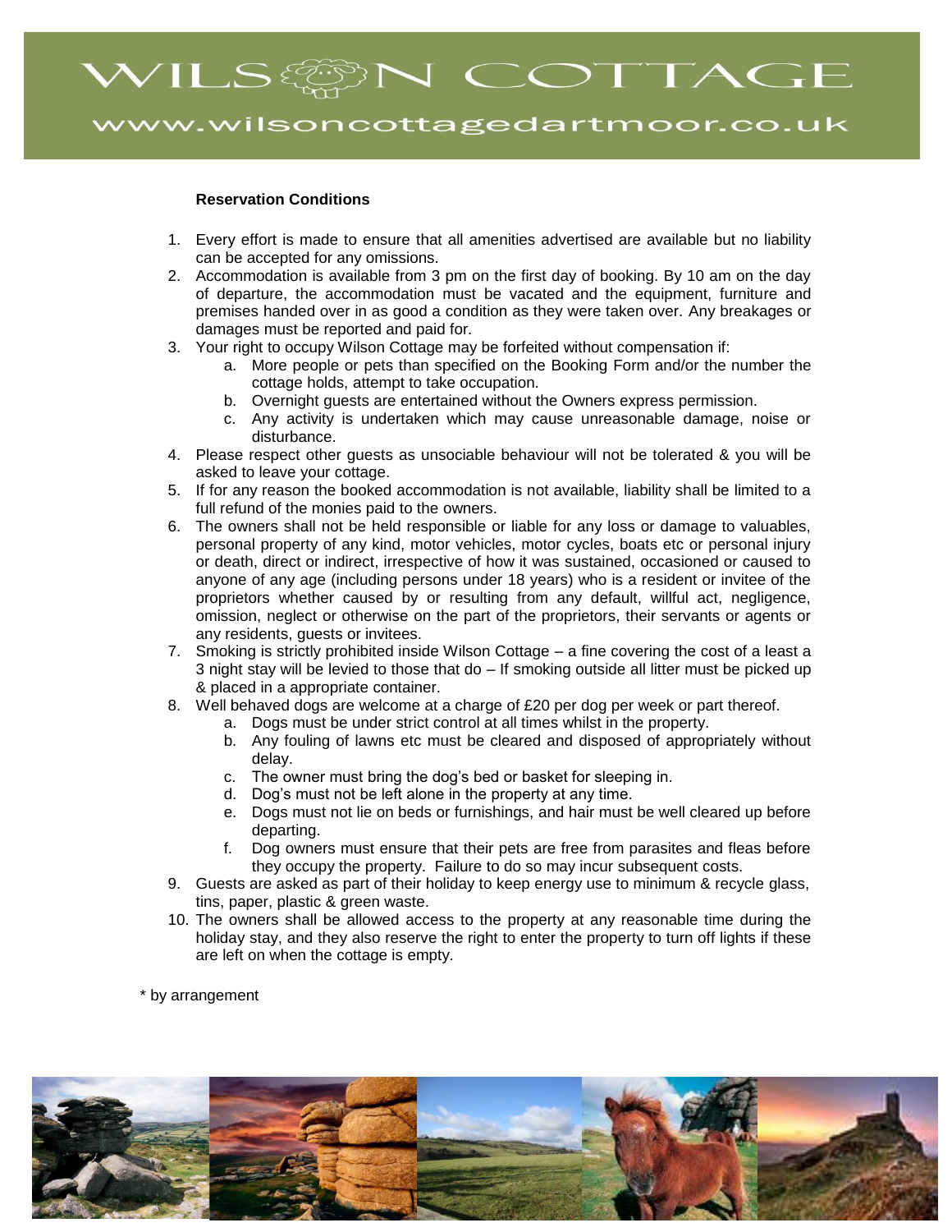# WILSON COTTAGE

www.wilsoncottagedartmoor.co.uk

**Reservation Conditions**

1. Every effort is made to ensure that all amenities advertised are available but no liability can be accepted for any omissions.
2. Accommodation is available from 3 pm on the first day of booking. By 10 am on the day of departure, the accommodation must be vacated and the equipment, furniture and premises handed over in as good a condition as they were taken over. Any breakages or damages must be reported and paid for.
3. Your right to occupy Wilson Cottage may be forfeited without compensation if:
   a. More people or pets than specified on the Booking Form and/or the number the cottage holds, attempt to take occupation.
   b. Overnight guests are entertained without the Owners express permission.
   c. Any activity is undertaken which may cause unreasonable damage, noise or disturbance.
4. Please respect other guests as unsociable behaviour will not be tolerated & you will be asked to leave your cottage.
5. If for any reason the booked accommodation is not available, liability shall be limited to a full refund of the monies paid to the owners.
6. The owners shall not be held responsible or liable for any loss or damage to valuables, personal property of any kind, motor vehicles, motor cycles, boats etc or personal injury or death, direct or indirect, irrespective of how it was sustained, occasioned or caused to anyone of any age (including persons under 18 years) who is a resident or invitee of the proprietors whether caused by or resulting from any default, willful act, negligence, omission, neglect or otherwise on the part of the proprietors, their servants or agents or any residents, guests or invitees.
7. Smoking is strictly prohibited inside Wilson Cottage – a fine covering the cost of a least a 3 night stay will be levied to those that do – If smoking outside all litter must be picked up & placed in a appropriate container.
8. Well behaved dogs are welcome at a charge of £20 per dog per week or part thereof.
   a. Dogs must be under strict control at all times whilst in the property.
   b. Any fouling of lawns etc must be cleared and disposed of appropriately without delay.
   c. The owner must bring the dog's bed or basket for sleeping in.
   d. Dog's must not be left alone in the property at any time.
   e. Dogs must not lie on beds or furnishings, and hair must be well cleared up before departing.
   f. Dog owners must ensure that their pets are free from parasites and fleas before they occupy the property. Failure to do so may incur subsequent costs.
9. Guests are asked as part of their holiday to keep energy use to minimum & recycle glass, tins, paper, plastic & green waste.
10. The owners shall be allowed access to the property at any reasonable time during the holiday stay, and they also reserve the right to enter the property to turn off lights if these are left on when the cottage is empty.

* by arrangement